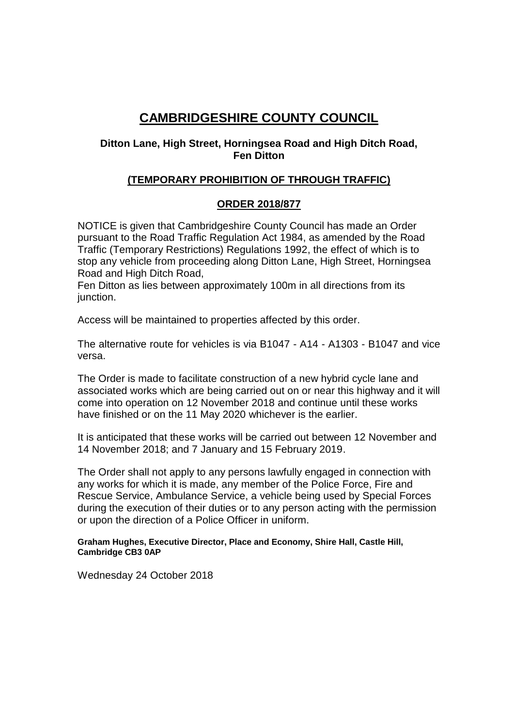# CAMBRIDGESHIRE COUNTY COUNCIL

**Ditton Lane, High Street, Horningsea Road and High Ditch Road, Fen Ditton**

## (TEMPORARY PROHIBITION OF THROUGH TRAFFIC)

## ORDER 2018/877

NOTICE is given that Cambridgeshire County Council has made an Order pursuant to the Road Traffic Regulation Act 1984, as amended by the Road Traffic (Temporary Restrictions) Regulations 1992, the effect of which is to stop any vehicle from proceeding along Ditton Lane, High Street, Horningsea Road and High Ditch Road,
Fen Ditton as lies between approximately 100m in all directions from its junction.

Access will be maintained to properties affected by this order.

The alternative route for vehicles is via B1047 - A14 - A1303 - B1047 and vice versa.

The Order is made to facilitate construction of a new hybrid cycle lane and associated works which are being carried out on or near this highway and it will come into operation on 12 November 2018 and continue until these works have finished or on the 11 May 2020 whichever is the earlier.

It is anticipated that these works will be carried out between 12 November and 14 November 2018; and 7 January and 15 February 2019.

The Order shall not apply to any persons lawfully engaged in connection with any works for which it is made, any member of the Police Force, Fire and Rescue Service, Ambulance Service, a vehicle being used by Special Forces during the execution of their duties or to any person acting with the permission or upon the direction of a Police Officer in uniform.

**Graham Hughes, Executive Director, Place and Economy, Shire Hall, Castle Hill, Cambridge CB3 0AP**

Wednesday 24 October 2018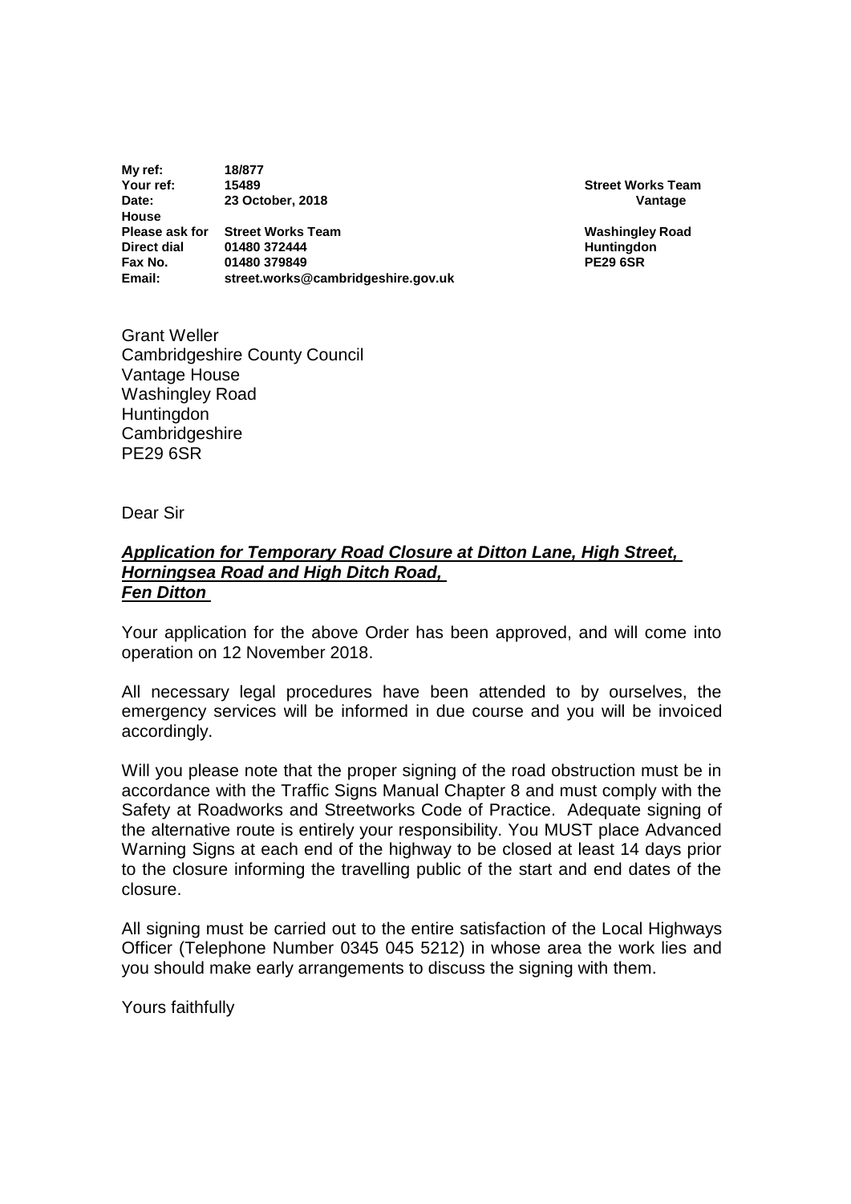| | |
|---|---|
| **My ref:** | **18/877** |
| **Your ref:** | **15489** |
| **Date:** | **23 October, 2018** |
| **House** | |
| **Please ask for** | **Street Works Team** |
| **Direct dial** | **01480 372444** |
| **Fax No.** | **01480 379849** |
| **Email:** | **street.works@cambridgeshire.gov.uk** |

**Street Works Team**
**Vantage**

**Washingley Road**
**Huntingdon**
**PE29 6SR**

Grant Weller
Cambridgeshire County Council
Vantage House
Washingley Road
Huntingdon
Cambridgeshire
PE29 6SR

Dear Sir

***Application for Temporary Road Closure at Ditton Lane, High Street, Horningsea Road and High Ditch Road, Fen Ditton***

Your application for the above Order has been approved, and will come into operation on 12 November 2018.

All necessary legal procedures have been attended to by ourselves, the emergency services will be informed in due course and you will be invoiced accordingly.

Will you please note that the proper signing of the road obstruction must be in accordance with the Traffic Signs Manual Chapter 8 and must comply with the Safety at Roadworks and Streetworks Code of Practice. Adequate signing of the alternative route is entirely your responsibility. You MUST place Advanced Warning Signs at each end of the highway to be closed at least 14 days prior to the closure informing the travelling public of the start and end dates of the closure.

All signing must be carried out to the entire satisfaction of the Local Highways Officer (Telephone Number 0345 045 5212) in whose area the work lies and you should make early arrangements to discuss the signing with them.

Yours faithfully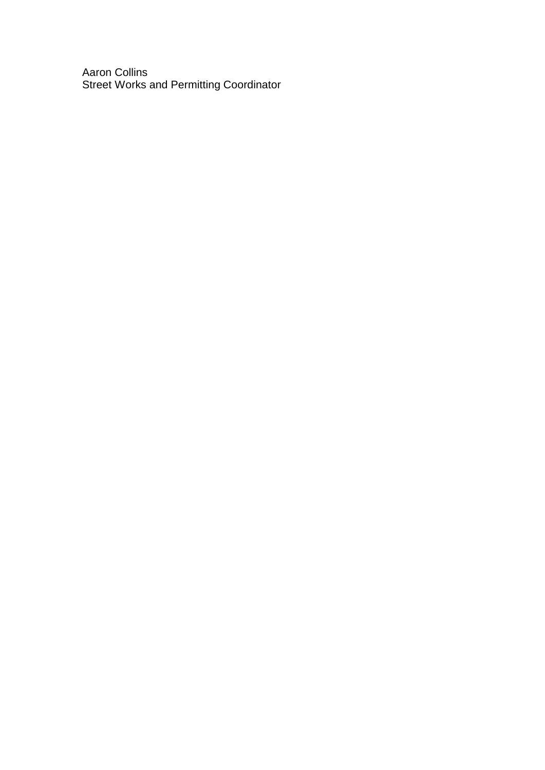Aaron Collins
Street Works and Permitting Coordinator